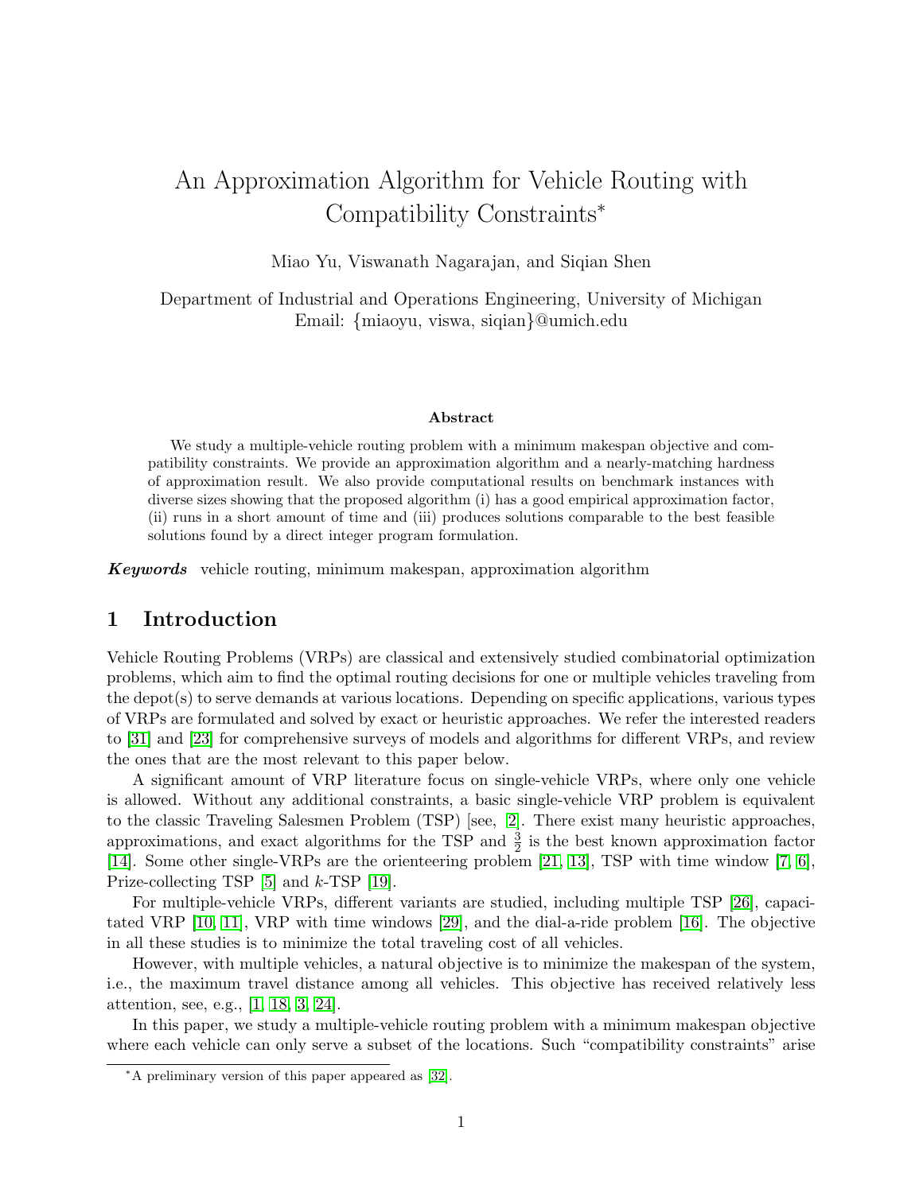# An Approximation Algorithm for Vehicle Routing with Compatibility Constraints*

Miao Yu, Viswanath Nagarajan, and Siqian Shen

Department of Industrial and Operations Engineering, University of Michigan
Email: {miaoyu, viswa, siqian}@umich.edu

### Abstract

We study a multiple-vehicle routing problem with a minimum makespan objective and compatibility constraints. We provide an approximation algorithm and a nearly-matching hardness of approximation result. We also provide computational results on benchmark instances with diverse sizes showing that the proposed algorithm (i) has a good empirical approximation factor, (ii) runs in a short amount of time and (iii) produces solutions comparable to the best feasible solutions found by a direct integer program formulation.

***Keywords*** vehicle routing, minimum makespan, approximation algorithm

## 1 Introduction

Vehicle Routing Problems (VRPs) are classical and extensively studied combinatorial optimization problems, which aim to find the optimal routing decisions for one or multiple vehicles traveling from the depot(s) to serve demands at various locations. Depending on specific applications, various types of VRPs are formulated and solved by exact or heuristic approaches. We refer the interested readers to [31] and [23] for comprehensive surveys of models and algorithms for different VRPs, and review the ones that are the most relevant to this paper below.

A significant amount of VRP literature focus on single-vehicle VRPs, where only one vehicle is allowed. Without any additional constraints, a basic single-vehicle VRP problem is equivalent to the classic Traveling Salesmen Problem (TSP) [see, [2]. There exist many heuristic approaches, approximations, and exact algorithms for the TSP and $\frac{3}{2}$ is the best known approximation factor [14]. Some other single-VRPs are the orienteering problem [21, 13], TSP with time window [7, 6], Prize-collecting TSP [5] and $k$-TSP [19].

For multiple-vehicle VRPs, different variants are studied, including multiple TSP [26], capacitated VRP [10, 11], VRP with time windows [29], and the dial-a-ride problem [16]. The objective in all these studies is to minimize the total traveling cost of all vehicles.

However, with multiple vehicles, a natural objective is to minimize the makespan of the system, i.e., the maximum travel distance among all vehicles. This objective has received relatively less attention, see, e.g., [1, 18, 3, 24].

In this paper, we study a multiple-vehicle routing problem with a minimum makespan objective where each vehicle can only serve a subset of the locations. Such "compatibility constraints" arise

---

*A preliminary version of this paper appeared as [32].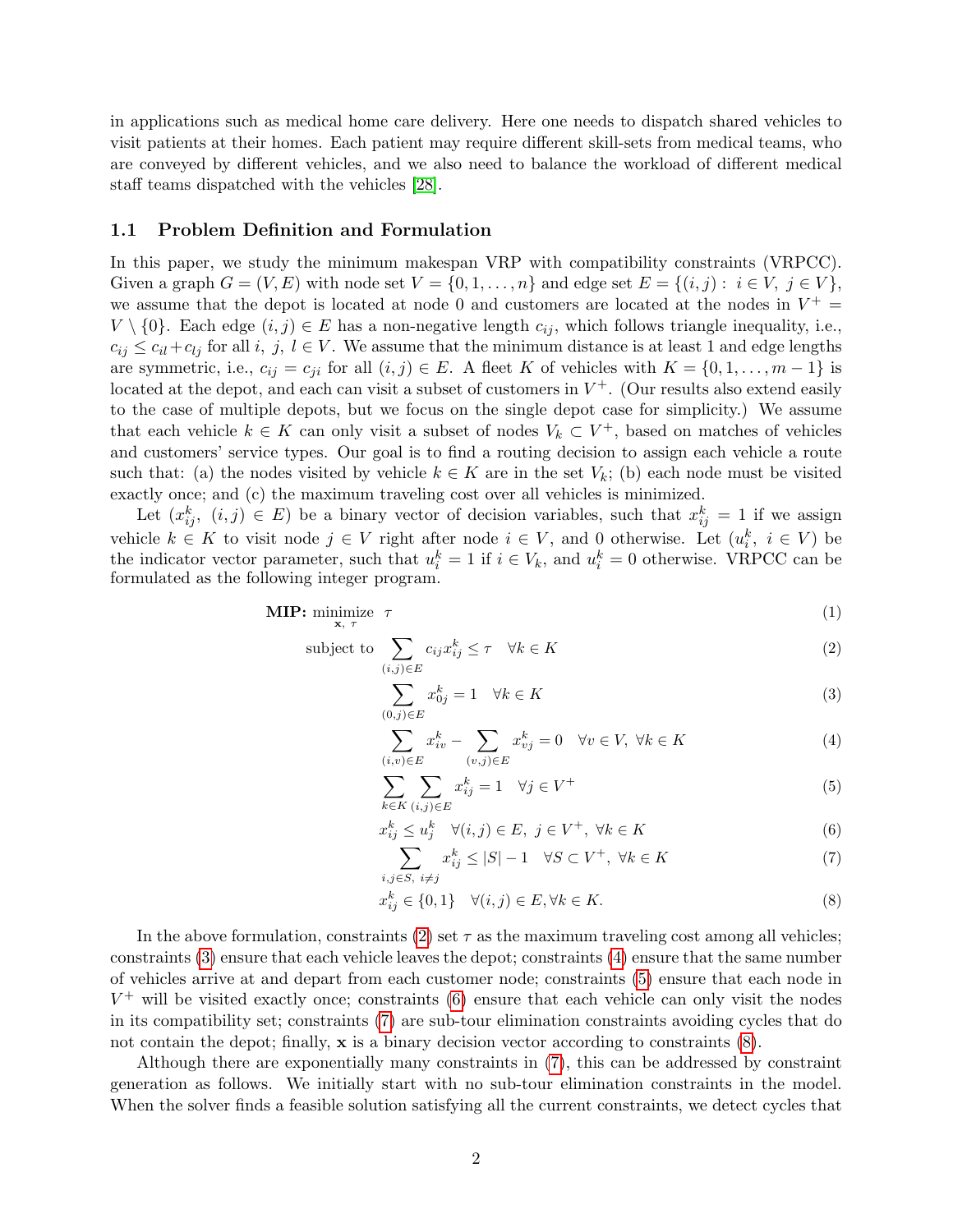in applications such as medical home care delivery. Here one needs to dispatch shared vehicles to visit patients at their homes. Each patient may require different skill-sets from medical teams, who are conveyed by different vehicles, and we also need to balance the workload of different medical staff teams dispatched with the vehicles [28].

### 1.1 Problem Definition and Formulation

In this paper, we study the minimum makespan VRP with compatibility constraints (VRPCC). Given a graph $G = (V, E)$ with node set $V = \{0, 1, \ldots, n\}$ and edge set $E = \{(i, j) : i \in V, j \in V\}$, we assume that the depot is located at node 0 and customers are located at the nodes in $V^+ = V \setminus \{0\}$. Each edge $(i, j) \in E$ has a non-negative length $c_{ij}$, which follows triangle inequality, i.e., $c_{ij} \le c_{il} + c_{lj}$ for all $i, j, l \in V$. We assume that the minimum distance is at least 1 and edge lengths are symmetric, i.e., $c_{ij} = c_{ji}$ for all $(i, j) \in E$. A fleet $K$ of vehicles with $K = \{0, 1, \ldots, m-1\}$ is located at the depot, and each can visit a subset of customers in $V^+$. (Our results also extend easily to the case of multiple depots, but we focus on the single depot case for simplicity.) We assume that each vehicle $k \in K$ can only visit a subset of nodes $V_k \subset V^+$, based on matches of vehicles and customers' service types. Our goal is to find a routing decision to assign each vehicle a route such that: (a) the nodes visited by vehicle $k \in K$ are in the set $V_k$; (b) each node must be visited exactly once; and (c) the maximum traveling cost over all vehicles is minimized.

Let $(x^k_{ij},\ (i, j) \in E)$ be a binary vector of decision variables, such that $x^k_{ij} = 1$ if we assign vehicle $k \in K$ to visit node $j \in V$ right after node $i \in V$, and 0 otherwise. Let $(u^k_i,\ i \in V)$ be the indicator vector parameter, such that $u^k_i = 1$ if $i \in V_k$, and $u^k_i = 0$ otherwise. VRPCC can be formulated as the following integer program.

$$\textbf{MIP:} \ \underset{\mathbf{x},\ \tau}{\text{minimize}} \ \ \tau \tag{1}$$

$$\text{subject to} \ \sum_{(i,j)\in E} c_{ij} x^k_{ij} \le \tau \quad \forall k \in K \tag{2}$$

$$\sum_{(0,j)\in E} x^k_{0j} = 1 \quad \forall k \in K \tag{3}$$

$$\sum_{(i,v)\in E} x^k_{iv} - \sum_{(v,j)\in E} x^k_{vj} = 0 \quad \forall v \in V,\ \forall k \in K \tag{4}$$

$$\sum_{k\in K} \sum_{(i,j)\in E} x^k_{ij} = 1 \quad \forall j \in V^+ \tag{5}$$

$$x^k_{ij} \le u^k_j \quad \forall (i, j) \in E,\ j \in V^+,\ \forall k \in K \tag{6}$$

$$\sum_{i,j\in S,\ i\ne j} x^k_{ij} \le |S| - 1 \quad \forall S \subset V^+,\ \forall k \in K \tag{7}$$

$$x^k_{ij} \in \{0, 1\} \quad \forall (i, j) \in E, \forall k \in K. \tag{8}$$

In the above formulation, constraints (2) set $\tau$ as the maximum traveling cost among all vehicles; constraints (3) ensure that each vehicle leaves the depot; constraints (4) ensure that the same number of vehicles arrive at and depart from each customer node; constraints (5) ensure that each node in $V^+$ will be visited exactly once; constraints (6) ensure that each vehicle can only visit the nodes in its compatibility set; constraints (7) are sub-tour elimination constraints avoiding cycles that do not contain the depot; finally, $\mathbf{x}$ is a binary decision vector according to constraints (8).

Although there are exponentially many constraints in (7), this can be addressed by constraint generation as follows. We initially start with no sub-tour elimination constraints in the model. When the solver finds a feasible solution satisfying all the current constraints, we detect cycles that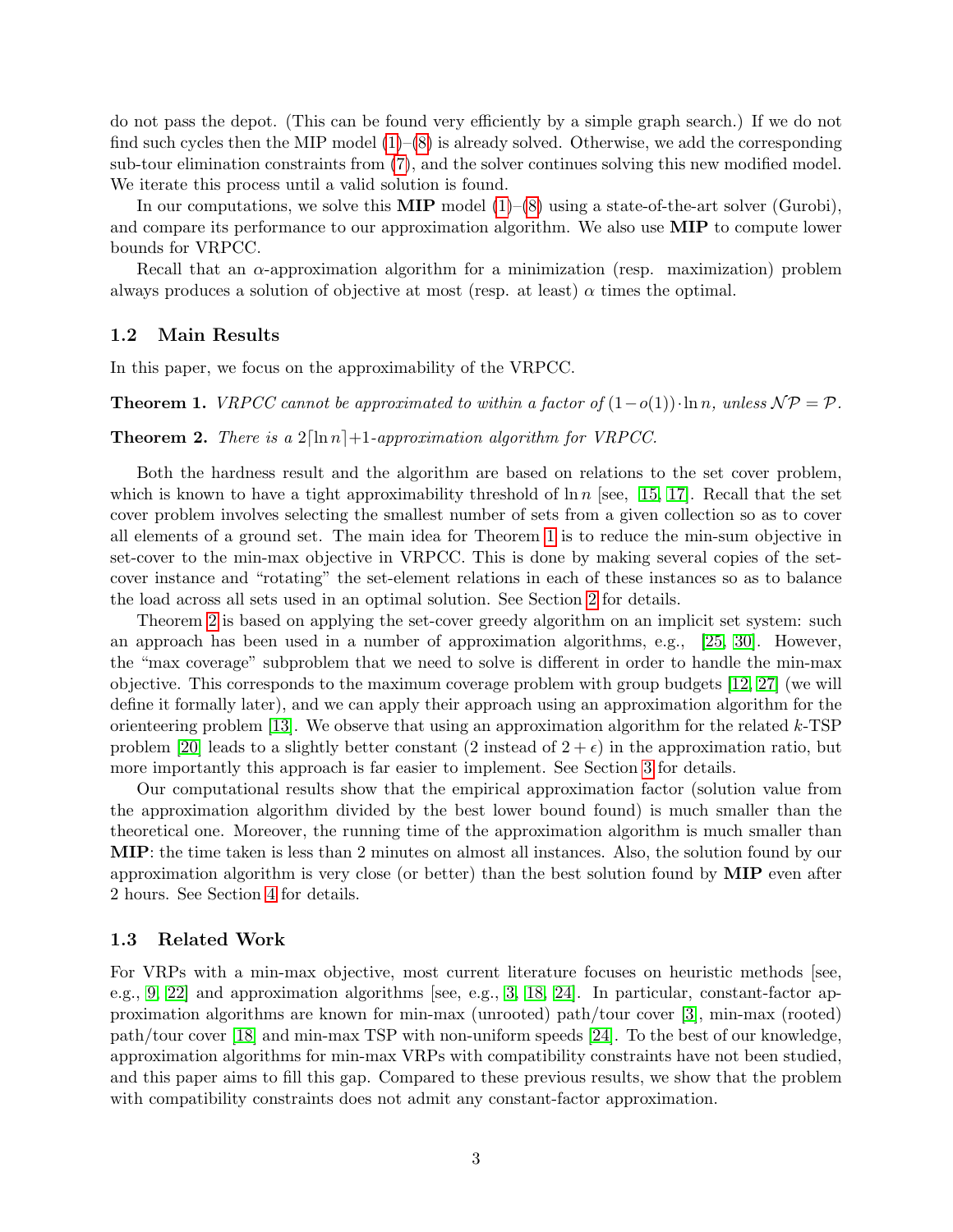do not pass the depot. (This can be found very efficiently by a simple graph search.) If we do not find such cycles then the MIP model (1)–(8) is already solved. Otherwise, we add the corresponding sub-tour elimination constraints from (7), and the solver continues solving this new modified model. We iterate this process until a valid solution is found.

In our computations, we solve this **MIP** model (1)–(8) using a state-of-the-art solver (Gurobi), and compare its performance to our approximation algorithm. We also use **MIP** to compute lower bounds for VRPCC.

Recall that an $\alpha$-approximation algorithm for a minimization (resp. maximization) problem always produces a solution of objective at most (resp. at least) $\alpha$ times the optimal.

### 1.2 Main Results

In this paper, we focus on the approximability of the VRPCC.

**Theorem 1.** *VRPCC cannot be approximated to within a factor of $(1-o(1)) \cdot \ln n$, unless $\mathcal{NP} = \mathcal{P}$.*

**Theorem 2.** *There is a $2\lceil \ln n \rceil + 1$-approximation algorithm for VRPCC.*

Both the hardness result and the algorithm are based on relations to the set cover problem, which is known to have a tight approximability threshold of $\ln n$ [see, [15, 17]. Recall that the set cover problem involves selecting the smallest number of sets from a given collection so as to cover all elements of a ground set. The main idea for Theorem 1 is to reduce the min-sum objective in set-cover to the min-max objective in VRPCC. This is done by making several copies of the set-cover instance and "rotating" the set-element relations in each of these instances so as to balance the load across all sets used in an optimal solution. See Section 2 for details.

Theorem 2 is based on applying the set-cover greedy algorithm on an implicit set system: such an approach has been used in a number of approximation algorithms, e.g., [25, 30]. However, the "max coverage" subproblem that we need to solve is different in order to handle the min-max objective. This corresponds to the maximum coverage problem with group budgets [12, 27] (we will define it formally later), and we can apply their approach using an approximation algorithm for the orienteering problem [13]. We observe that using an approximation algorithm for the related $k$-TSP problem [20] leads to a slightly better constant (2 instead of $2+\epsilon$) in the approximation ratio, but more importantly this approach is far easier to implement. See Section 3 for details.

Our computational results show that the empirical approximation factor (solution value from the approximation algorithm divided by the best lower bound found) is much smaller than the theoretical one. Moreover, the running time of the approximation algorithm is much smaller than **MIP**: the time taken is less than 2 minutes on almost all instances. Also, the solution found by our approximation algorithm is very close (or better) than the best solution found by **MIP** even after 2 hours. See Section 4 for details.

### 1.3 Related Work

For VRPs with a min-max objective, most current literature focuses on heuristic methods [see, e.g., 9, 22] and approximation algorithms [see, e.g., 3, 18, 24]. In particular, constant-factor approximation algorithms are known for min-max (unrooted) path/tour cover [3], min-max (rooted) path/tour cover [18] and min-max TSP with non-uniform speeds [24]. To the best of our knowledge, approximation algorithms for min-max VRPs with compatibility constraints have not been studied, and this paper aims to fill this gap. Compared to these previous results, we show that the problem with compatibility constraints does not admit any constant-factor approximation.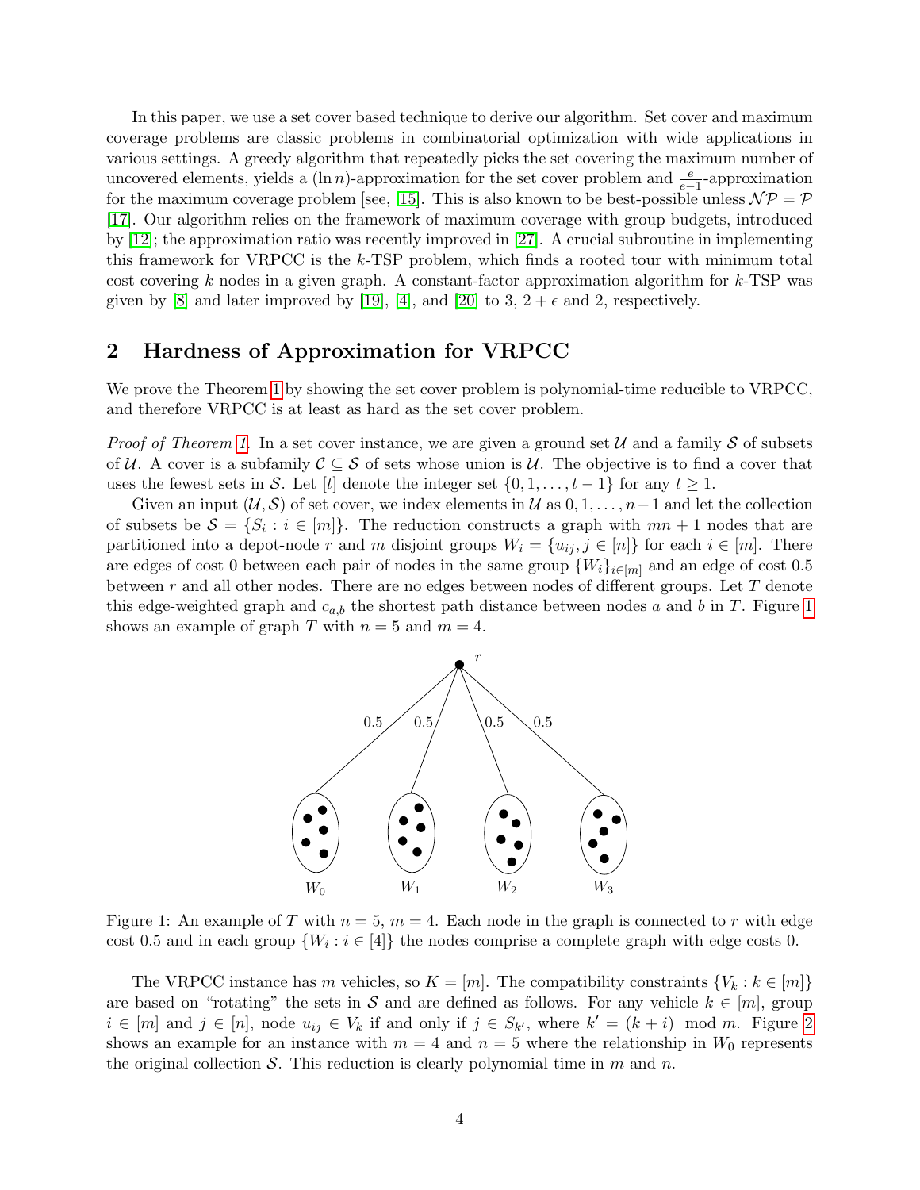In this paper, we use a set cover based technique to derive our algorithm. Set cover and maximum coverage problems are classic problems in combinatorial optimization with wide applications in various settings. A greedy algorithm that repeatedly picks the set covering the maximum number of uncovered elements, yields a $(\ln n)$-approximation for the set cover problem and $\frac{e}{e-1}$-approximation for the maximum coverage problem [see, [15]. This is also known to be best-possible unless $\mathcal{NP} = \mathcal{P}$ [17]. Our algorithm relies on the framework of maximum coverage with group budgets, introduced by [12]; the approximation ratio was recently improved in [27]. A crucial subroutine in implementing this framework for VRPCC is the $k$-TSP problem, which finds a rooted tour with minimum total cost covering $k$ nodes in a given graph. A constant-factor approximation algorithm for $k$-TSP was given by [8] and later improved by [19], [4], and [20] to 3, $2+\epsilon$ and 2, respectively.

## 2 Hardness of Approximation for VRPCC

We prove the Theorem 1 by showing the set cover problem is polynomial-time reducible to VRPCC, and therefore VRPCC is at least as hard as the set cover problem.

*Proof of Theorem 1.* In a set cover instance, we are given a ground set $\mathcal{U}$ and a family $\mathcal{S}$ of subsets of $\mathcal{U}$. A cover is a subfamily $\mathcal{C} \subseteq \mathcal{S}$ of sets whose union is $\mathcal{U}$. The objective is to find a cover that uses the fewest sets in $\mathcal{S}$. Let $[t]$ denote the integer set $\{0, 1, \ldots, t-1\}$ for any $t \geq 1$.

Given an input $(\mathcal{U}, \mathcal{S})$ of set cover, we index elements in $\mathcal{U}$ as $0, 1, \ldots, n-1$ and let the collection of subsets be $\mathcal{S} = \{S_i : i \in [m]\}$. The reduction constructs a graph with $mn+1$ nodes that are partitioned into a depot-node $r$ and $m$ disjoint groups $W_i = \{u_{ij}, j \in [n]\}$ for each $i \in [m]$. There are edges of cost 0 between each pair of nodes in the same group $\{W_i\}_{i \in [m]}$ and an edge of cost 0.5 between $r$ and all other nodes. There are no edges between nodes of different groups. Let $T$ denote this edge-weighted graph and $c_{a,b}$ the shortest path distance between nodes $a$ and $b$ in $T$. Figure 1 shows an example of graph $T$ with $n = 5$ and $m = 4$.

Figure 1: An example of $T$ with $n = 5$, $m = 4$. Each node in the graph is connected to $r$ with edge cost 0.5 and in each group $\{W_i : i \in [4]\}$ the nodes comprise a complete graph with edge costs 0.

The VRPCC instance has $m$ vehicles, so $K = [m]$. The compatibility constraints $\{V_k : k \in [m]\}$ are based on "rotating" the sets in $\mathcal{S}$ and are defined as follows. For any vehicle $k \in [m]$, group $i \in [m]$ and $j \in [n]$, node $u_{ij} \in V_k$ if and only if $j \in S_{k'}$, where $k' = (k+i) \mod m$. Figure 2 shows an example for an instance with $m = 4$ and $n = 5$ where the relationship in $W_0$ represents the original collection $\mathcal{S}$. This reduction is clearly polynomial time in $m$ and $n$.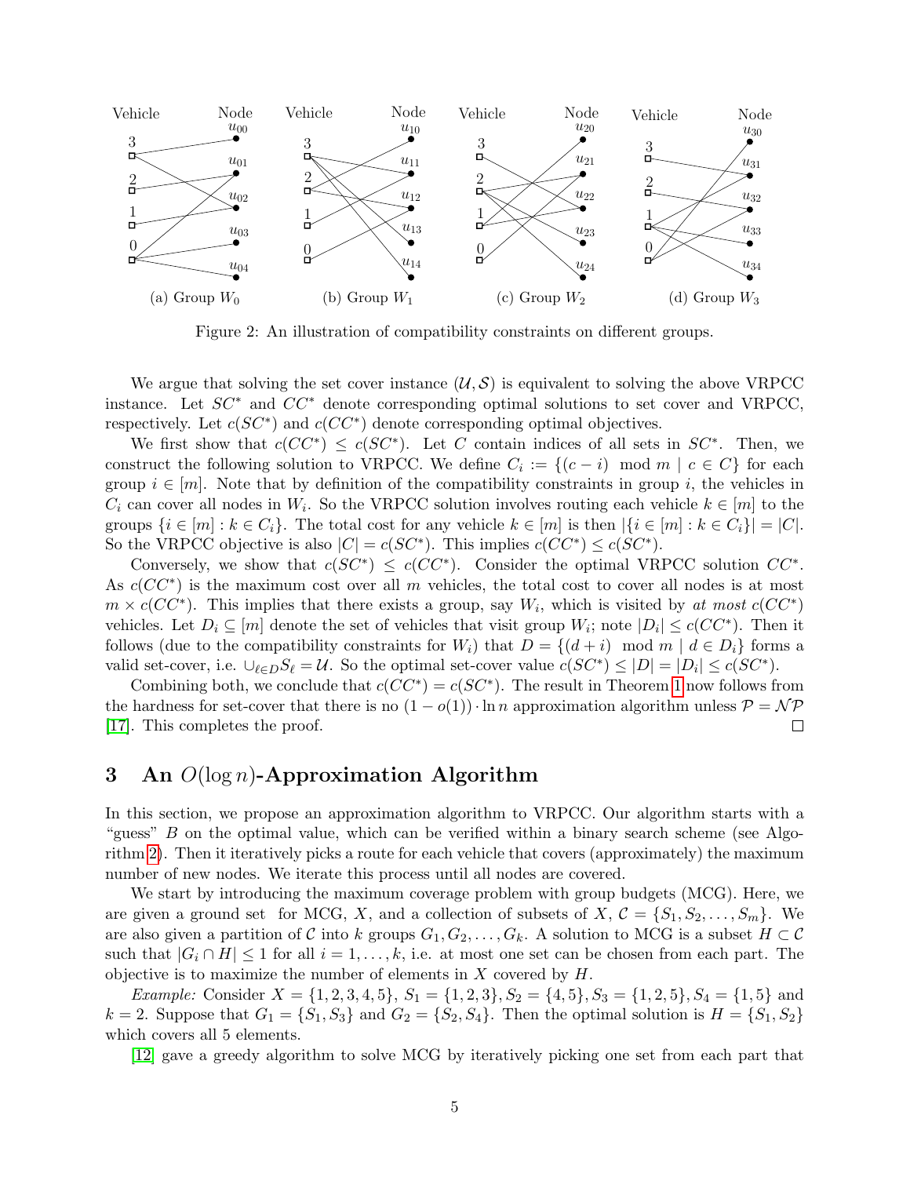Figure 2: An illustration of compatibility constraints on different groups.

We argue that solving the set cover instance $(\mathcal{U}, \mathcal{S})$ is equivalent to solving the above VRPCC instance. Let $SC^*$ and $CC^*$ denote corresponding optimal solutions to set cover and VRPCC, respectively. Let $c(SC^*)$ and $c(CC^*)$ denote corresponding optimal objectives.

We first show that $c(CC^*) \le c(SC^*)$. Let $C$ contain indices of all sets in $SC^*$. Then, we construct the following solution to VRPCC. We define $C_i := \{(c - i) \mod m \mid c \in C\}$ for each group $i \in [m]$. Note that by definition of the compatibility constraints in group $i$, the vehicles in $C_i$ can cover all nodes in $W_i$. So the VRPCC solution involves routing each vehicle $k \in [m]$ to the groups $\{i \in [m] : k \in C_i\}$. The total cost for any vehicle $k \in [m]$ is then $|\{i \in [m] : k \in C_i\}| = |C|$. So the VRPCC objective is also $|C| = c(SC^*)$. This implies $c(CC^*) \le c(SC^*)$.

Conversely, we show that $c(SC^*) \le c(CC^*)$. Consider the optimal VRPCC solution $CC^*$. As $c(CC^*)$ is the maximum cost over all $m$ vehicles, the total cost to cover all nodes is at most $m \times c(CC^*)$. This implies that there exists a group, say $W_i$, which is visited by *at most* $c(CC^*)$ vehicles. Let $D_i \subseteq [m]$ denote the set of vehicles that visit group $W_i$; note $|D_i| \le c(CC^*)$. Then it follows (due to the compatibility constraints for $W_i$) that $D = \{(d + i) \mod m \mid d \in D_i\}$ forms a valid set-cover, i.e. $\cup_{\ell \in D} S_\ell = \mathcal{U}$. So the optimal set-cover value $c(SC^*) \le |D| = |D_i| \le c(SC^*)$.

Combining both, we conclude that $c(CC^*) = c(SC^*)$. The result in Theorem 1 now follows from the hardness for set-cover that there is no $(1 - o(1)) \cdot \ln n$ approximation algorithm unless $\mathcal{P} = \mathcal{NP}$ [17]. This completes the proof. □

## 3 An $O(\log n)$-Approximation Algorithm

In this section, we propose an approximation algorithm to VRPCC. Our algorithm starts with a "guess" $B$ on the optimal value, which can be verified within a binary search scheme (see Algorithm 2). Then it iteratively picks a route for each vehicle that covers (approximately) the maximum number of new nodes. We iterate this process until all nodes are covered.

We start by introducing the maximum coverage problem with group budgets (MCG). Here, we are given a ground set for MCG, $X$, and a collection of subsets of $X$, $\mathcal{C} = \{S_1, S_2, \ldots, S_m\}$. We are also given a partition of $\mathcal{C}$ into $k$ groups $G_1, G_2, \ldots, G_k$. A solution to MCG is a subset $H \subset \mathcal{C}$ such that $|G_i \cap H| \le 1$ for all $i = 1, \ldots, k$, i.e. at most one set can be chosen from each part. The objective is to maximize the number of elements in $X$ covered by $H$.

*Example:* Consider $X = \{1, 2, 3, 4, 5\}$, $S_1 = \{1, 2, 3\}, S_2 = \{4, 5\}, S_3 = \{1, 2, 5\}, S_4 = \{1, 5\}$ and $k = 2$. Suppose that $G_1 = \{S_1, S_3\}$ and $G_2 = \{S_2, S_4\}$. Then the optimal solution is $H = \{S_1, S_2\}$ which covers all 5 elements.

[12] gave a greedy algorithm to solve MCG by iteratively picking one set from each part that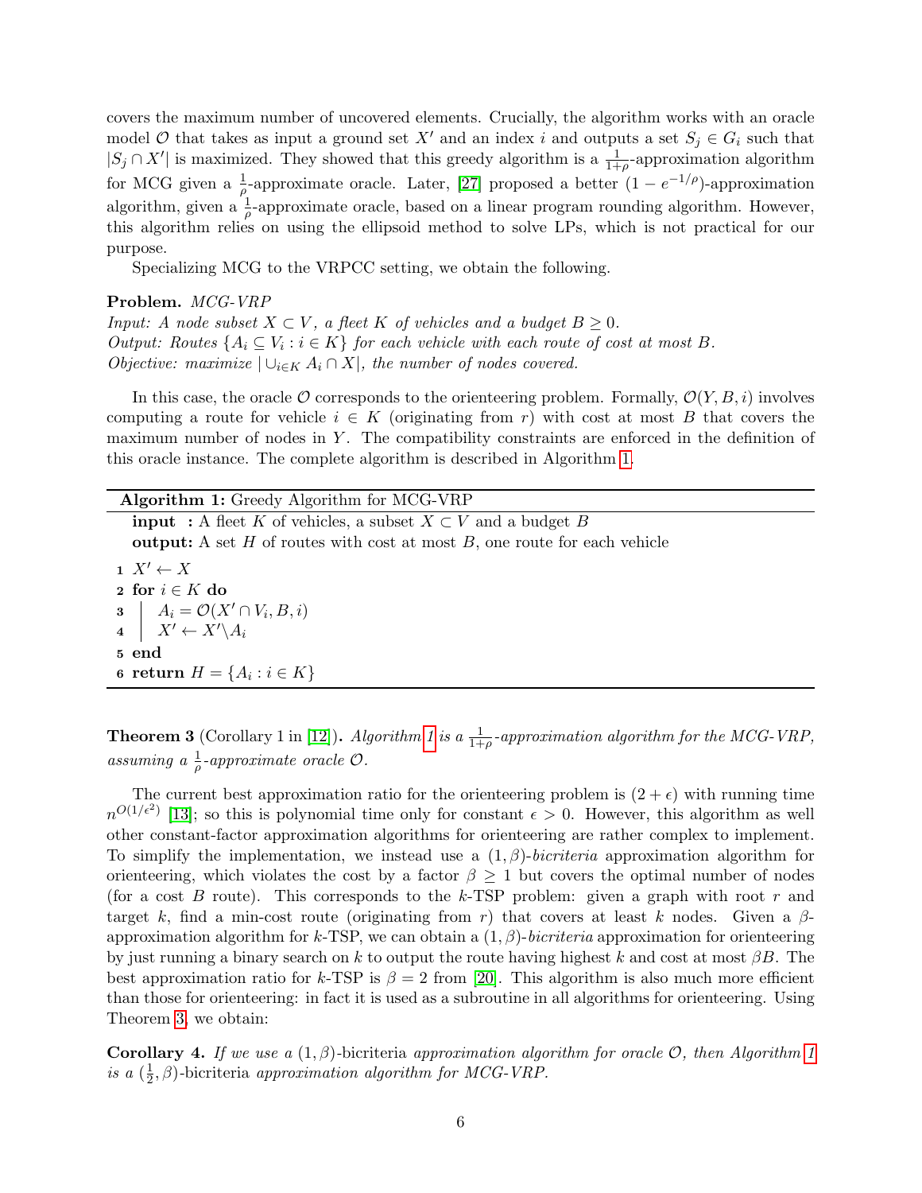covers the maximum number of uncovered elements. Crucially, the algorithm works with an oracle model $\mathcal{O}$ that takes as input a ground set $X'$ and an index $i$ and outputs a set $S_j \in G_i$ such that $|S_j \cap X'|$ is maximized. They showed that this greedy algorithm is a $\frac{1}{1+\rho}$-approximation algorithm for MCG given a $\frac{1}{\rho}$-approximate oracle. Later, [27] proposed a better $(1 - e^{-1/\rho})$-approximation algorithm, given a $\frac{1}{\rho}$-approximate oracle, based on a linear program rounding algorithm. However, this algorithm relies on using the ellipsoid method to solve LPs, which is not practical for our purpose.

Specializing MCG to the VRPCC setting, we obtain the following.

**Problem.** *MCG-VRP*
*Input: A node subset $X \subset V$, a fleet $K$ of vehicles and a budget $B \geq 0$.*
*Output: Routes $\{A_i \subseteq V_i : i \in K\}$ for each vehicle with each route of cost at most $B$.*
*Objective: maximize $|\cup_{i \in K} A_i \cap X|$, the number of nodes covered.*

In this case, the oracle $\mathcal{O}$ corresponds to the orienteering problem. Formally, $\mathcal{O}(Y, B, i)$ involves computing a route for vehicle $i \in K$ (originating from $r$) with cost at most $B$ that covers the maximum number of nodes in $Y$. The compatibility constraints are enforced in the definition of this oracle instance. The complete algorithm is described in Algorithm 1.

**Algorithm 1:** Greedy Algorithm for MCG-VRP

**input :** A fleet $K$ of vehicles, a subset $X \subset V$ and a budget $B$
**output:** A set $H$ of routes with cost at most $B$, one route for each vehicle

```
1 X' ← X
2 for i ∈ K do
3 |   A_i = O(X' ∩ V_i, B, i)
4 |   X' ← X' \ A_i
5 end
6 return H = {A_i : i ∈ K}
```

**Theorem 3** (Corollary 1 in [12])**.** *Algorithm 1 is a $\frac{1}{1+\rho}$-approximation algorithm for the MCG-VRP, assuming a $\frac{1}{\rho}$-approximate oracle $\mathcal{O}$.*

The current best approximation ratio for the orienteering problem is $(2 + \epsilon)$ with running time $n^{O(1/\epsilon^2)}$ [13]; so this is polynomial time only for constant $\epsilon > 0$. However, this algorithm as well other constant-factor approximation algorithms for orienteering are rather complex to implement. To simplify the implementation, we instead use a $(1, \beta)$-*bicriteria* approximation algorithm for orienteering, which violates the cost by a factor $\beta \geq 1$ but covers the optimal number of nodes (for a cost $B$ route). This corresponds to the $k$-TSP problem: given a graph with root $r$ and target $k$, find a min-cost route (originating from $r$) that covers at least $k$ nodes. Given a $\beta$-approximation algorithm for $k$-TSP, we can obtain a $(1, \beta)$-*bicriteria* approximation for orienteering by just running a binary search on $k$ to output the route having highest $k$ and cost at most $\beta B$. The best approximation ratio for $k$-TSP is $\beta = 2$ from [20]. This algorithm is also much more efficient than those for orienteering: in fact it is used as a subroutine in all algorithms for orienteering. Using Theorem 3, we obtain:

**Corollary 4.** *If we use a $(1, \beta)$-bicriteria approximation algorithm for oracle $\mathcal{O}$, then Algorithm 1 is a $(\frac{1}{2}, \beta)$-bicriteria approximation algorithm for MCG-VRP.*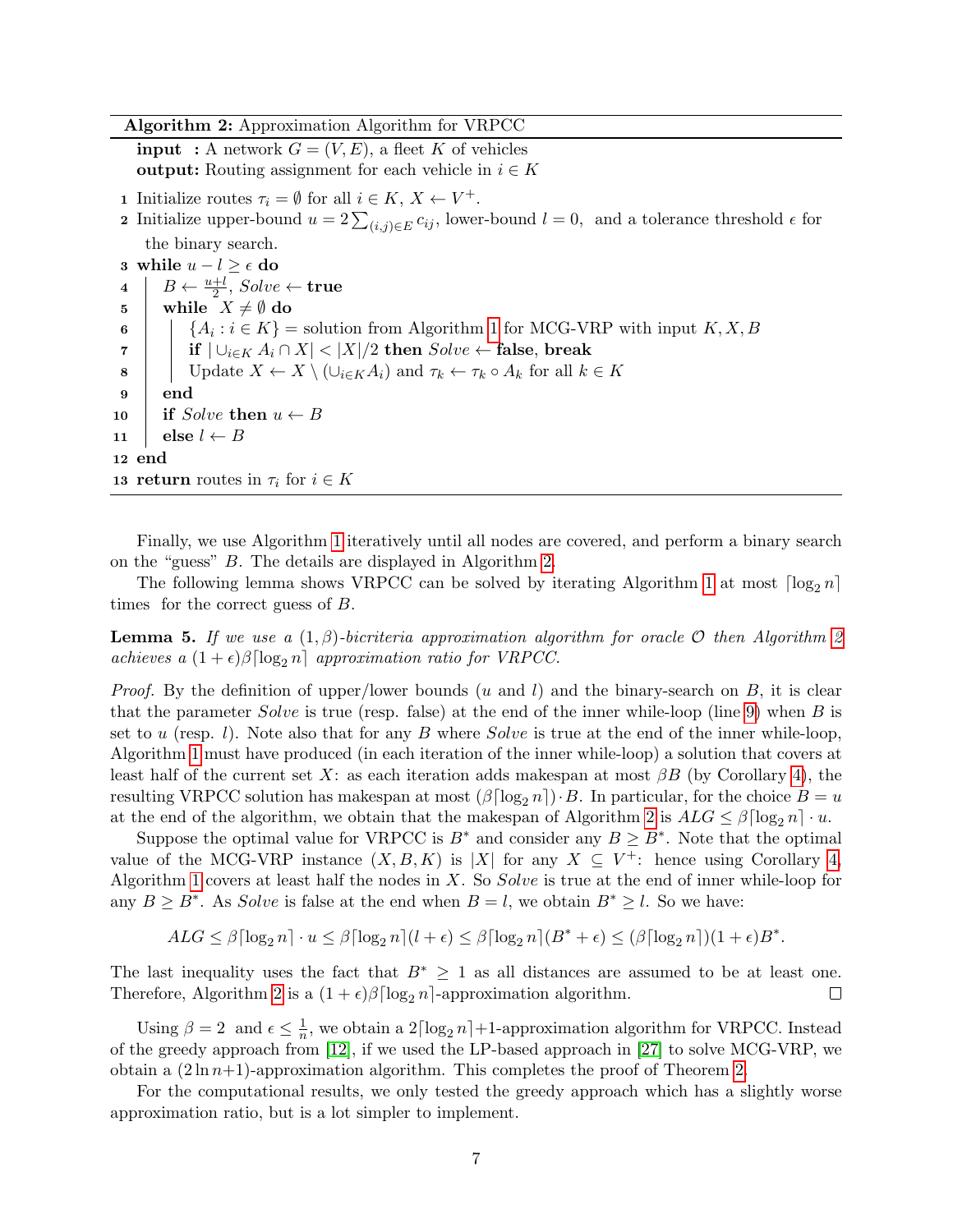**Algorithm 2:** Approximation Algorithm for VRPCC

```
  input  : A network G = (V, E), a fleet K of vehicles
  output: Routing assignment for each vehicle in i ∈ K
1 Initialize routes τ_i = ∅ for all i ∈ K, X ← V^+.
2 Initialize upper-bound u = 2 Σ_{(i,j)∈E} c_ij, lower-bound l = 0, and a tolerance threshold ε for
    the binary search.
3 while u − l ≥ ε do
4   |  B ← (u+l)/2, Solve ← true
5   |  while X ≠ ∅ do
6   |   |  {A_i : i ∈ K} = solution from Algorithm 1 for MCG-VRP with input K, X, B
7   |   |  if |∪_{i∈K} A_i ∩ X| < |X|/2 then Solve ← false, break
8   |   |  Update X ← X \ (∪_{i∈K} A_i) and τ_k ← τ_k ∘ A_k for all k ∈ K
9   |  end
10  |  if Solve then u ← B
11  |  else l ← B
12 end
13 return routes in τ_i for i ∈ K
```

Finally, we use Algorithm 1 iteratively until all nodes are covered, and perform a binary search on the "guess" $B$. The details are displayed in Algorithm 2.

The following lemma shows VRPCC can be solved by iterating Algorithm 1 at most $\lceil \log_2 n \rceil$ times for the correct guess of $B$.

**Lemma 5.** *If we use a $(1, \beta)$-bicriteria approximation algorithm for oracle $\mathcal{O}$ then Algorithm 2 achieves a $(1+\epsilon)\beta\lceil \log_2 n \rceil$ approximation ratio for VRPCC.*

*Proof.* By the definition of upper/lower bounds ($u$ and $l$) and the binary-search on $B$, it is clear that the parameter *Solve* is true (resp. false) at the end of the inner while-loop (line 9) when $B$ is set to $u$ (resp. $l$). Note also that for any $B$ where *Solve* is true at the end of the inner while-loop, Algorithm 1 must have produced (in each iteration of the inner while-loop) a solution that covers at least half of the current set $X$: as each iteration adds makespan at most $\beta B$ (by Corollary 4), the resulting VRPCC solution has makespan at most $(\beta\lceil \log_2 n \rceil) \cdot B$. In particular, for the choice $B = u$ at the end of the algorithm, we obtain that the makespan of Algorithm 2 is $ALG \leq \beta\lceil \log_2 n \rceil \cdot u$.

Suppose the optimal value for VRPCC is $B^*$ and consider any $B \geq B^*$. Note that the optimal value of the MCG-VRP instance $(X, B, K)$ is $|X|$ for any $X \subseteq V^+$: hence using Corollary 4, Algorithm 1 covers at least half the nodes in $X$. So *Solve* is true at the end of inner while-loop for any $B \geq B^*$. As *Solve* is false at the end when $B = l$, we obtain $B^* \geq l$. So we have:

$$ALG \leq \beta\lceil \log_2 n \rceil \cdot u \leq \beta\lceil \log_2 n \rceil (l + \epsilon) \leq \beta\lceil \log_2 n \rceil (B^* + \epsilon) \leq (\beta\lceil \log_2 n \rceil)(1+\epsilon)B^*.$$

The last inequality uses the fact that $B^* \geq 1$ as all distances are assumed to be at least one. Therefore, Algorithm 2 is a $(1+\epsilon)\beta\lceil \log_2 n \rceil$-approximation algorithm. ◻

Using $\beta = 2$ and $\epsilon \leq \frac{1}{n}$, we obtain a $2\lceil \log_2 n \rceil + 1$-approximation algorithm for VRPCC. Instead of the greedy approach from [12], if we used the LP-based approach in [27] to solve MCG-VRP, we obtain a $(2 \ln n + 1)$-approximation algorithm. This completes the proof of Theorem 2.

For the computational results, we only tested the greedy approach which has a slightly worse approximation ratio, but is a lot simpler to implement.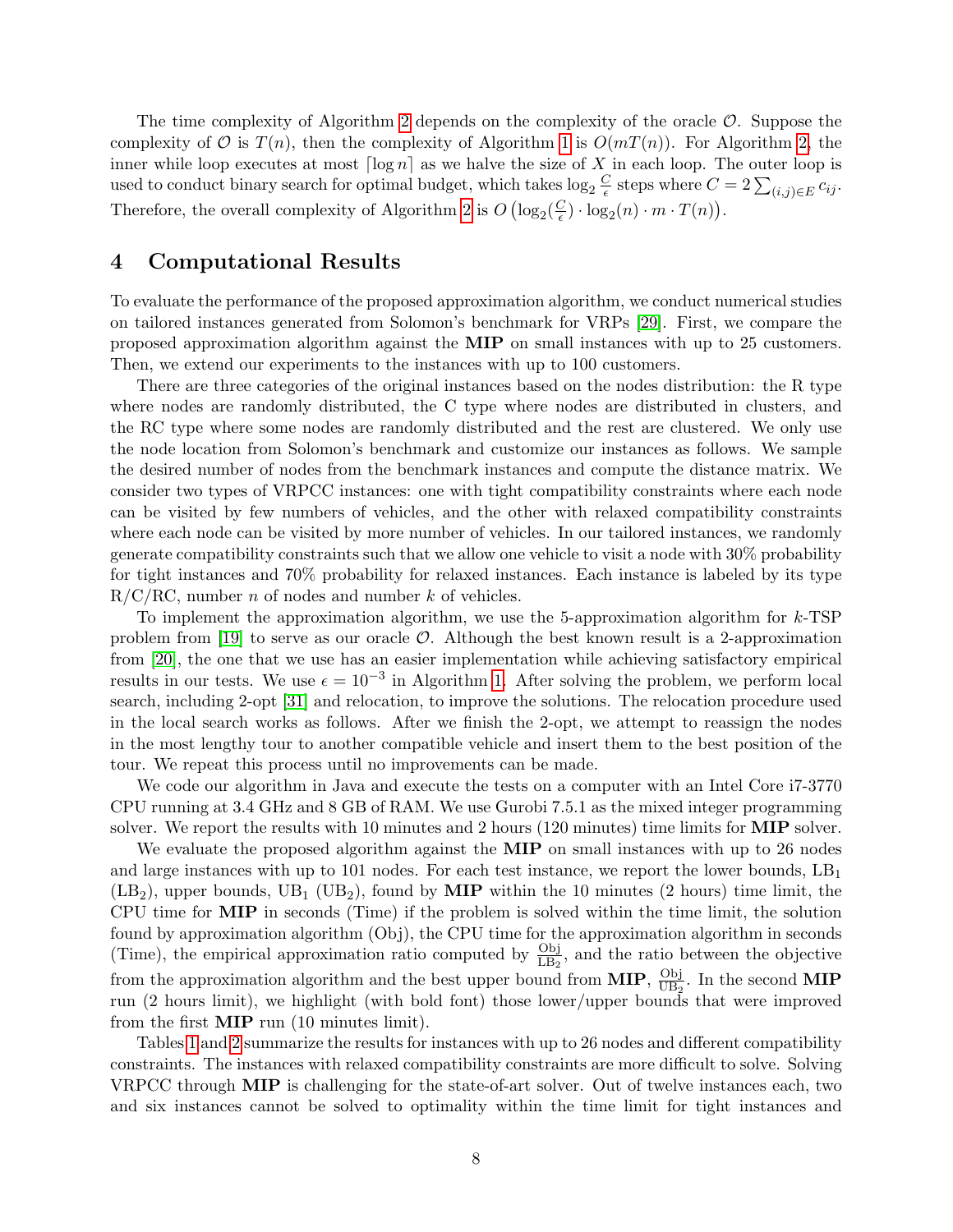The time complexity of Algorithm 2 depends on the complexity of the oracle $\mathcal{O}$. Suppose the complexity of $\mathcal{O}$ is $T(n)$, then the complexity of Algorithm 1 is $O(mT(n))$. For Algorithm 2, the inner while loop executes at most $\lceil \log n \rceil$ as we halve the size of $X$ in each loop. The outer loop is used to conduct binary search for optimal budget, which takes $\log_2 \frac{C}{\epsilon}$ steps where $C = 2\sum_{(i,j)\in E} c_{ij}$. Therefore, the overall complexity of Algorithm 2 is $O\left(\log_2(\frac{C}{\epsilon}) \cdot \log_2(n) \cdot m \cdot T(n)\right)$.

# 4 Computational Results

To evaluate the performance of the proposed approximation algorithm, we conduct numerical studies on tailored instances generated from Solomon's benchmark for VRPs [29]. First, we compare the proposed approximation algorithm against the **MIP** on small instances with up to 25 customers. Then, we extend our experiments to the instances with up to 100 customers.

There are three categories of the original instances based on the nodes distribution: the R type where nodes are randomly distributed, the C type where nodes are distributed in clusters, and the RC type where some nodes are randomly distributed and the rest are clustered. We only use the node location from Solomon's benchmark and customize our instances as follows. We sample the desired number of nodes from the benchmark instances and compute the distance matrix. We consider two types of VRPCC instances: one with tight compatibility constraints where each node can be visited by few numbers of vehicles, and the other with relaxed compatibility constraints where each node can be visited by more number of vehicles. In our tailored instances, we randomly generate compatibility constraints such that we allow one vehicle to visit a node with 30% probability for tight instances and 70% probability for relaxed instances. Each instance is labeled by its type R/C/RC, number $n$ of nodes and number $k$ of vehicles.

To implement the approximation algorithm, we use the 5-approximation algorithm for $k$-TSP problem from [19] to serve as our oracle $\mathcal{O}$. Although the best known result is a 2-approximation from [20], the one that we use has an easier implementation while achieving satisfactory empirical results in our tests. We use $\epsilon = 10^{-3}$ in Algorithm 1. After solving the problem, we perform local search, including 2-opt [31] and relocation, to improve the solutions. The relocation procedure used in the local search works as follows. After we finish the 2-opt, we attempt to reassign the nodes in the most lengthy tour to another compatible vehicle and insert them to the best position of the tour. We repeat this process until no improvements can be made.

We code our algorithm in Java and execute the tests on a computer with an Intel Core i7-3770 CPU running at 3.4 GHz and 8 GB of RAM. We use Gurobi 7.5.1 as the mixed integer programming solver. We report the results with 10 minutes and 2 hours (120 minutes) time limits for **MIP** solver.

We evaluate the proposed algorithm against the **MIP** on small instances with up to 26 nodes and large instances with up to 101 nodes. For each test instance, we report the lower bounds, $\text{LB}_1$ ($\text{LB}_2$), upper bounds, $\text{UB}_1$ ($\text{UB}_2$), found by **MIP** within the 10 minutes (2 hours) time limit, the CPU time for **MIP** in seconds (Time) if the problem is solved within the time limit, the solution found by approximation algorithm (Obj), the CPU time for the approximation algorithm in seconds (Time), the empirical approximation ratio computed by $\frac{\text{Obj}}{\text{LB}_2}$, and the ratio between the objective from the approximation algorithm and the best upper bound from **MIP**, $\frac{\text{Obj}}{\text{UB}_2}$. In the second **MIP** run (2 hours limit), we highlight (with bold font) those lower/upper bounds that were improved from the first **MIP** run (10 minutes limit).

Tables 1 and 2 summarize the results for instances with up to 26 nodes and different compatibility constraints. The instances with relaxed compatibility constraints are more difficult to solve. Solving VRPCC through **MIP** is challenging for the state-of-art solver. Out of twelve instances each, two and six instances cannot be solved to optimality within the time limit for tight instances and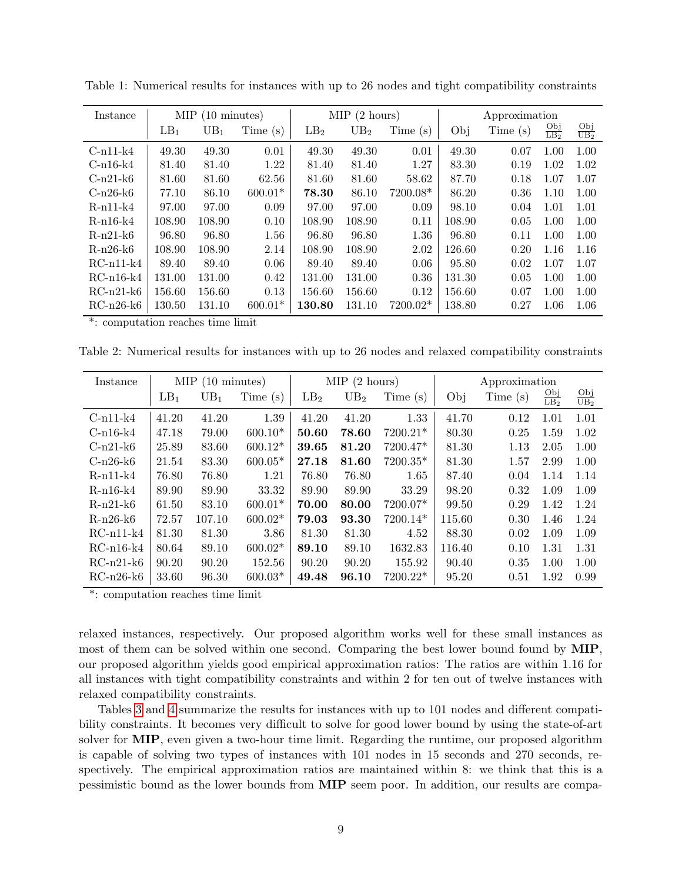Table 1: Numerical results for instances with up to 26 nodes and tight compatibility constraints

| Instance | MIP (10 minutes) | | | MIP (2 hours) | | | Approximation | | | |
|---|---|---|---|---|---|---|---|---|---|---|
| | $LB_1$ | $UB_1$ | Time (s) | $LB_2$ | $UB_2$ | Time (s) | Obj | Time (s) | $\frac{Obj}{LB_2}$ | $\frac{Obj}{UB_2}$ |
| C-n11-k4 | 49.30 | 49.30 | 0.01 | 49.30 | 49.30 | 0.01 | 49.30 | 0.07 | 1.00 | 1.00 |
| C-n16-k4 | 81.40 | 81.40 | 1.22 | 81.40 | 81.40 | 1.27 | 83.30 | 0.19 | 1.02 | 1.02 |
| C-n21-k6 | 81.60 | 81.60 | 62.56 | 81.60 | 81.60 | 58.62 | 87.70 | 0.18 | 1.07 | 1.07 |
| C-n26-k6 | 77.10 | 86.10 | 600.01* | **78.30** | 86.10 | 7200.08* | 86.20 | 0.36 | 1.10 | 1.00 |
| R-n11-k4 | 97.00 | 97.00 | 0.09 | 97.00 | 97.00 | 0.09 | 98.10 | 0.04 | 1.01 | 1.01 |
| R-n16-k4 | 108.90 | 108.90 | 0.10 | 108.90 | 108.90 | 0.11 | 108.90 | 0.05 | 1.00 | 1.00 |
| R-n21-k6 | 96.80 | 96.80 | 1.56 | 96.80 | 96.80 | 1.36 | 96.80 | 0.11 | 1.00 | 1.00 |
| R-n26-k6 | 108.90 | 108.90 | 2.14 | 108.90 | 108.90 | 2.02 | 126.60 | 0.20 | 1.16 | 1.16 |
| RC-n11-k4 | 89.40 | 89.40 | 0.06 | 89.40 | 89.40 | 0.06 | 95.80 | 0.02 | 1.07 | 1.07 |
| RC-n16-k4 | 131.00 | 131.00 | 0.42 | 131.00 | 131.00 | 0.36 | 131.30 | 0.05 | 1.00 | 1.00 |
| RC-n21-k6 | 156.60 | 156.60 | 0.13 | 156.60 | 156.60 | 0.12 | 156.60 | 0.07 | 1.00 | 1.00 |
| RC-n26-k6 | 130.50 | 131.10 | 600.01* | **130.80** | 131.10 | 7200.02* | 138.80 | 0.27 | 1.06 | 1.06 |

*: computation reaches time limit

Table 2: Numerical results for instances with up to 26 nodes and relaxed compatibility constraints

| Instance | MIP (10 minutes) | | | MIP (2 hours) | | | Approximation | | | |
|---|---|---|---|---|---|---|---|---|---|---|
| | $LB_1$ | $UB_1$ | Time (s) | $LB_2$ | $UB_2$ | Time (s) | Obj | Time (s) | $\frac{Obj}{LB_2}$ | $\frac{Obj}{UB_2}$ |
| C-n11-k4 | 41.20 | 41.20 | 1.39 | 41.20 | 41.20 | 1.33 | 41.70 | 0.12 | 1.01 | 1.01 |
| C-n16-k4 | 47.18 | 79.00 | 600.10* | **50.60** | **78.60** | 7200.21* | 80.30 | 0.25 | 1.59 | 1.02 |
| C-n21-k6 | 25.89 | 83.60 | 600.12* | **39.65** | **81.20** | 7200.47* | 81.30 | 1.13 | 2.05 | 1.00 |
| C-n26-k6 | 21.54 | 83.30 | 600.05* | **27.18** | **81.60** | 7200.35* | 81.30 | 1.57 | 2.99 | 1.00 |
| R-n11-k4 | 76.80 | 76.80 | 1.21 | 76.80 | 76.80 | 1.65 | 87.40 | 0.04 | 1.14 | 1.14 |
| R-n16-k4 | 89.90 | 89.90 | 33.32 | 89.90 | 89.90 | 33.29 | 98.20 | 0.32 | 1.09 | 1.09 |
| R-n21-k6 | 61.50 | 83.10 | 600.01* | **70.00** | **80.00** | 7200.07* | 99.50 | 0.29 | 1.42 | 1.24 |
| R-n26-k6 | 72.57 | 107.10 | 600.02* | **79.03** | **93.30** | 7200.14* | 115.60 | 0.30 | 1.46 | 1.24 |
| RC-n11-k4 | 81.30 | 81.30 | 3.86 | 81.30 | 81.30 | 4.52 | 88.30 | 0.02 | 1.09 | 1.09 |
| RC-n16-k4 | 80.64 | 89.10 | 600.02* | **89.10** | 89.10 | 1632.83 | 116.40 | 0.10 | 1.31 | 1.31 |
| RC-n21-k6 | 90.20 | 90.20 | 152.56 | 90.20 | 90.20 | 155.92 | 90.40 | 0.35 | 1.00 | 1.00 |
| RC-n26-k6 | 33.60 | 96.30 | 600.03* | **49.48** | **96.10** | 7200.22* | 95.20 | 0.51 | 1.92 | 0.99 |

*: computation reaches time limit

relaxed instances, respectively. Our proposed algorithm works well for these small instances as most of them can be solved within one second. Comparing the best lower bound found by **MIP**, our proposed algorithm yields good empirical approximation ratios: The ratios are within 1.16 for all instances with tight compatibility constraints and within 2 for ten out of twelve instances with relaxed compatibility constraints.

Tables 3 and 4 summarize the results for instances with up to 101 nodes and different compatibility constraints. It becomes very difficult to solve for good lower bound by using the state-of-art solver for **MIP**, even given a two-hour time limit. Regarding the runtime, our proposed algorithm is capable of solving two types of instances with 101 nodes in 15 seconds and 270 seconds, respectively. The empirical approximation ratios are maintained within 8: we think that this is a pessimistic bound as the lower bounds from **MIP** seem poor. In addition, our results are compa-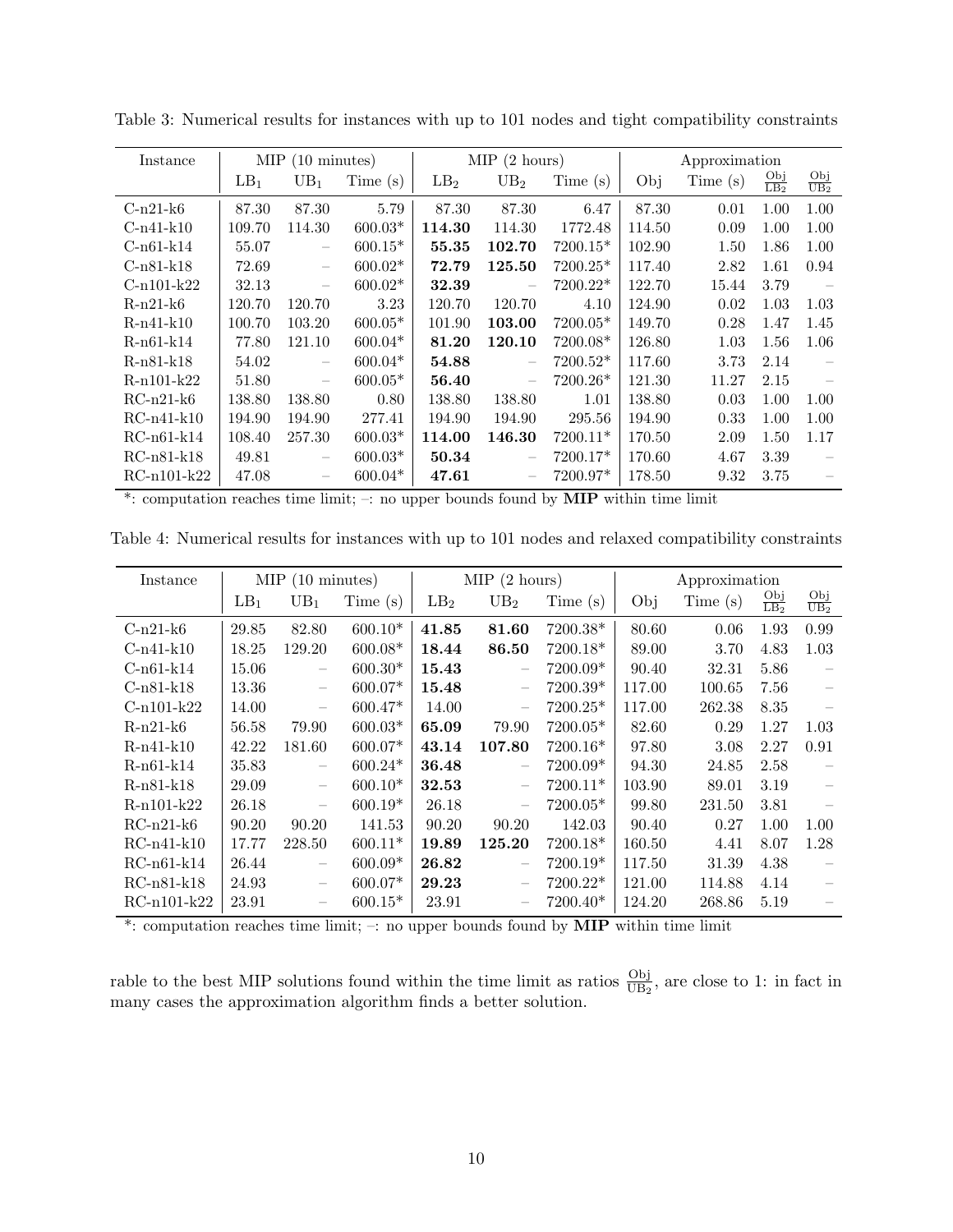Table 3: Numerical results for instances with up to 101 nodes and tight compatibility constraints

| Instance | MIP (10 minutes) | | | MIP (2 hours) | | | Approximation | | | |
|---|---|---|---|---|---|---|---|---|---|---|
| | $LB_1$ | $UB_1$ | Time (s) | $LB_2$ | $UB_2$ | Time (s) | Obj | Time (s) | $\frac{Obj}{LB_2}$ | $\frac{Obj}{UB_2}$ |
| C-n21-k6 | 87.30 | 87.30 | 5.79 | 87.30 | 87.30 | 6.47 | 87.30 | 0.01 | 1.00 | 1.00 |
| C-n41-k10 | 109.70 | 114.30 | 600.03* | **114.30** | 114.30 | 1772.48 | 114.50 | 0.09 | 1.00 | 1.00 |
| C-n61-k14 | 55.07 | – | 600.15* | **55.35** | **102.70** | 7200.15* | 102.90 | 1.50 | 1.86 | 1.00 |
| C-n81-k18 | 72.69 | – | 600.02* | **72.79** | **125.50** | 7200.25* | 117.40 | 2.82 | 1.61 | 0.94 |
| C-n101-k22 | 32.13 | – | 600.02* | **32.39** | – | 7200.22* | 122.70 | 15.44 | 3.79 | – |
| R-n21-k6 | 120.70 | 120.70 | 3.23 | 120.70 | 120.70 | 4.10 | 124.90 | 0.02 | 1.03 | 1.03 |
| R-n41-k10 | 100.70 | 103.20 | 600.05* | 101.90 | **103.00** | 7200.05* | 149.70 | 0.28 | 1.47 | 1.45 |
| R-n61-k14 | 77.80 | 121.10 | 600.04* | **81.20** | **120.10** | 7200.08* | 126.80 | 1.03 | 1.56 | 1.06 |
| R-n81-k18 | 54.02 | – | 600.04* | **54.88** | – | 7200.52* | 117.60 | 3.73 | 2.14 | – |
| R-n101-k22 | 51.80 | – | 600.05* | **56.40** | – | 7200.26* | 121.30 | 11.27 | 2.15 | – |
| RC-n21-k6 | 138.80 | 138.80 | 0.80 | 138.80 | 138.80 | 1.01 | 138.80 | 0.03 | 1.00 | 1.00 |
| RC-n41-k10 | 194.90 | 194.90 | 277.41 | 194.90 | 194.90 | 295.56 | 194.90 | 0.33 | 1.00 | 1.00 |
| RC-n61-k14 | 108.40 | 257.30 | 600.03* | **114.00** | **146.30** | 7200.11* | 170.50 | 2.09 | 1.50 | 1.17 |
| RC-n81-k18 | 49.81 | – | 600.03* | **50.34** | – | 7200.17* | 170.60 | 4.67 | 3.39 | – |
| RC-n101-k22 | 47.08 | – | 600.04* | **47.61** | – | 7200.97* | 178.50 | 9.32 | 3.75 | – |

*: computation reaches time limit; –: no upper bounds found by **MIP** within time limit

Table 4: Numerical results for instances with up to 101 nodes and relaxed compatibility constraints

| Instance | MIP (10 minutes) | | | MIP (2 hours) | | | Approximation | | | |
|---|---|---|---|---|---|---|---|---|---|---|
| | $LB_1$ | $UB_1$ | Time (s) | $LB_2$ | $UB_2$ | Time (s) | Obj | Time (s) | $\frac{Obj}{LB_2}$ | $\frac{Obj}{UB_2}$ |
| C-n21-k6 | 29.85 | 82.80 | 600.10* | **41.85** | **81.60** | 7200.38* | 80.60 | 0.06 | 1.93 | 0.99 |
| C-n41-k10 | 18.25 | 129.20 | 600.08* | **18.44** | **86.50** | 7200.18* | 89.00 | 3.70 | 4.83 | 1.03 |
| C-n61-k14 | 15.06 | – | 600.30* | **15.43** | – | 7200.09* | 90.40 | 32.31 | 5.86 | – |
| C-n81-k18 | 13.36 | – | 600.07* | **15.48** | – | 7200.39* | 117.00 | 100.65 | 7.56 | – |
| C-n101-k22 | 14.00 | – | 600.47* | 14.00 | – | 7200.25* | 117.00 | 262.38 | 8.35 | – |
| R-n21-k6 | 56.58 | 79.90 | 600.03* | **65.09** | 79.90 | 7200.05* | 82.60 | 0.29 | 1.27 | 1.03 |
| R-n41-k10 | 42.22 | 181.60 | 600.07* | **43.14** | **107.80** | 7200.16* | 97.80 | 3.08 | 2.27 | 0.91 |
| R-n61-k14 | 35.83 | – | 600.24* | **36.48** | – | 7200.09* | 94.30 | 24.85 | 2.58 | – |
| R-n81-k18 | 29.09 | – | 600.10* | **32.53** | – | 7200.11* | 103.90 | 89.01 | 3.19 | – |
| R-n101-k22 | 26.18 | – | 600.19* | 26.18 | – | 7200.05* | 99.80 | 231.50 | 3.81 | – |
| RC-n21-k6 | 90.20 | 90.20 | 141.53 | 90.20 | 90.20 | 142.03 | 90.40 | 0.27 | 1.00 | 1.00 |
| RC-n41-k10 | 17.77 | 228.50 | 600.11* | **19.89** | **125.20** | 7200.18* | 160.50 | 4.41 | 8.07 | 1.28 |
| RC-n61-k14 | 26.44 | – | 600.09* | **26.82** | – | 7200.19* | 117.50 | 31.39 | 4.38 | – |
| RC-n81-k18 | 24.93 | – | 600.07* | **29.23** | – | 7200.22* | 121.00 | 114.88 | 4.14 | – |
| RC-n101-k22 | 23.91 | – | 600.15* | 23.91 | – | 7200.40* | 124.20 | 268.86 | 5.19 | – |

*: computation reaches time limit; –: no upper bounds found by **MIP** within time limit

rable to the best MIP solutions found within the time limit as ratios $\frac{Obj}{UB_2}$, are close to 1: in fact in many cases the approximation algorithm finds a better solution.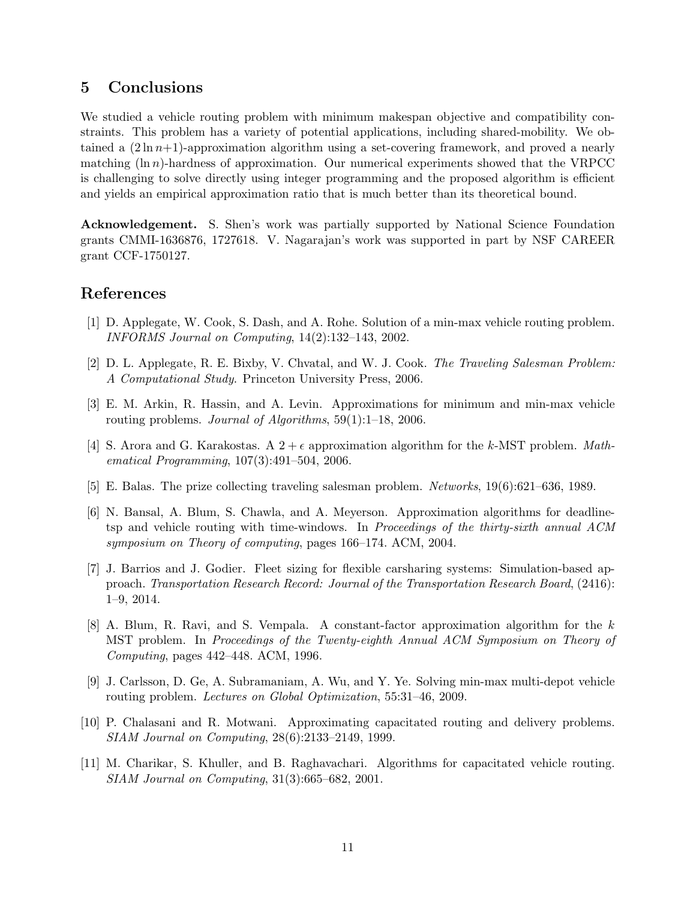## 5 Conclusions

We studied a vehicle routing problem with minimum makespan objective and compatibility constraints. This problem has a variety of potential applications, including shared-mobility. We obtained a $(2 \ln n{+}1)$-approximation algorithm using a set-covering framework, and proved a nearly matching $(\ln n)$-hardness of approximation. Our numerical experiments showed that the VRPCC is challenging to solve directly using integer programming and the proposed algorithm is efficient and yields an empirical approximation ratio that is much better than its theoretical bound.

**Acknowledgement.** S. Shen's work was partially supported by National Science Foundation grants CMMI-1636876, 1727618. V. Nagarajan's work was supported in part by NSF CAREER grant CCF-1750127.

## References

[1] D. Applegate, W. Cook, S. Dash, and A. Rohe. Solution of a min-max vehicle routing problem. *INFORMS Journal on Computing*, 14(2):132–143, 2002.

[2] D. L. Applegate, R. E. Bixby, V. Chvatal, and W. J. Cook. *The Traveling Salesman Problem: A Computational Study*. Princeton University Press, 2006.

[3] E. M. Arkin, R. Hassin, and A. Levin. Approximations for minimum and min-max vehicle routing problems. *Journal of Algorithms*, 59(1):1–18, 2006.

[4] S. Arora and G. Karakostas. A $2+\epsilon$ approximation algorithm for the $k$-MST problem. *Mathematical Programming*, 107(3):491–504, 2006.

[5] E. Balas. The prize collecting traveling salesman problem. *Networks*, 19(6):621–636, 1989.

[6] N. Bansal, A. Blum, S. Chawla, and A. Meyerson. Approximation algorithms for deadline-tsp and vehicle routing with time-windows. In *Proceedings of the thirty-sixth annual ACM symposium on Theory of computing*, pages 166–174. ACM, 2004.

[7] J. Barrios and J. Godier. Fleet sizing for flexible carsharing systems: Simulation-based approach. *Transportation Research Record: Journal of the Transportation Research Board*, (2416): 1–9, 2014.

[8] A. Blum, R. Ravi, and S. Vempala. A constant-factor approximation algorithm for the $k$ MST problem. In *Proceedings of the Twenty-eighth Annual ACM Symposium on Theory of Computing*, pages 442–448. ACM, 1996.

[9] J. Carlsson, D. Ge, A. Subramaniam, A. Wu, and Y. Ye. Solving min-max multi-depot vehicle routing problem. *Lectures on Global Optimization*, 55:31–46, 2009.

[10] P. Chalasani and R. Motwani. Approximating capacitated routing and delivery problems. *SIAM Journal on Computing*, 28(6):2133–2149, 1999.

[11] M. Charikar, S. Khuller, and B. Raghavachari. Algorithms for capacitated vehicle routing. *SIAM Journal on Computing*, 31(3):665–682, 2001.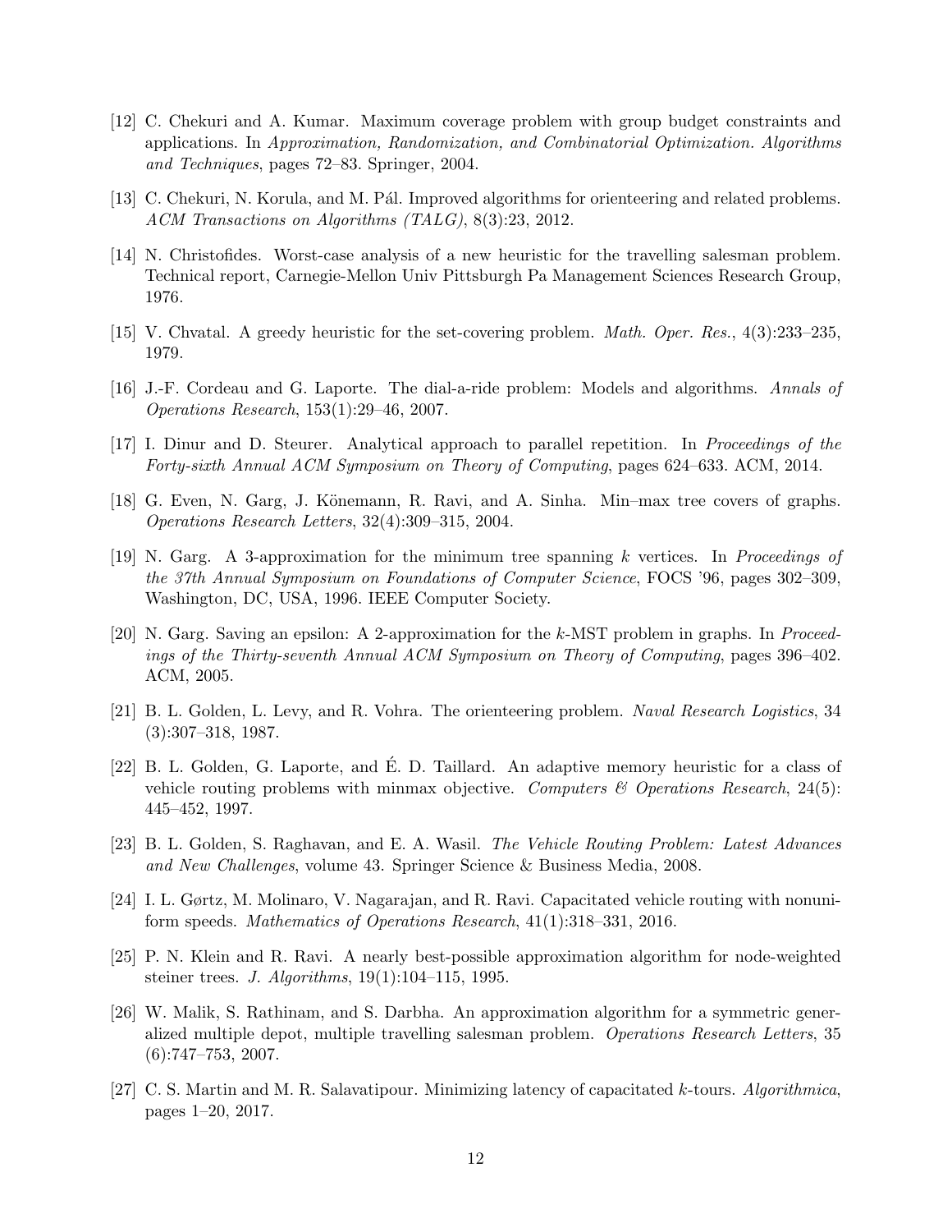[12] C. Chekuri and A. Kumar. Maximum coverage problem with group budget constraints and applications. In *Approximation, Randomization, and Combinatorial Optimization. Algorithms and Techniques*, pages 72–83. Springer, 2004.

[13] C. Chekuri, N. Korula, and M. Pál. Improved algorithms for orienteering and related problems. *ACM Transactions on Algorithms (TALG)*, 8(3):23, 2012.

[14] N. Christofides. Worst-case analysis of a new heuristic for the travelling salesman problem. Technical report, Carnegie-Mellon Univ Pittsburgh Pa Management Sciences Research Group, 1976.

[15] V. Chvatal. A greedy heuristic for the set-covering problem. *Math. Oper. Res.*, 4(3):233–235, 1979.

[16] J.-F. Cordeau and G. Laporte. The dial-a-ride problem: Models and algorithms. *Annals of Operations Research*, 153(1):29–46, 2007.

[17] I. Dinur and D. Steurer. Analytical approach to parallel repetition. In *Proceedings of the Forty-sixth Annual ACM Symposium on Theory of Computing*, pages 624–633. ACM, 2014.

[18] G. Even, N. Garg, J. Könemann, R. Ravi, and A. Sinha. Min–max tree covers of graphs. *Operations Research Letters*, 32(4):309–315, 2004.

[19] N. Garg. A 3-approximation for the minimum tree spanning $k$ vertices. In *Proceedings of the 37th Annual Symposium on Foundations of Computer Science*, FOCS '96, pages 302–309, Washington, DC, USA, 1996. IEEE Computer Society.

[20] N. Garg. Saving an epsilon: A 2-approximation for the $k$-MST problem in graphs. In *Proceedings of the Thirty-seventh Annual ACM Symposium on Theory of Computing*, pages 396–402. ACM, 2005.

[21] B. L. Golden, L. Levy, and R. Vohra. The orienteering problem. *Naval Research Logistics*, 34 (3):307–318, 1987.

[22] B. L. Golden, G. Laporte, and É. D. Taillard. An adaptive memory heuristic for a class of vehicle routing problems with minmax objective. *Computers & Operations Research*, 24(5): 445–452, 1997.

[23] B. L. Golden, S. Raghavan, and E. A. Wasil. *The Vehicle Routing Problem: Latest Advances and New Challenges*, volume 43. Springer Science & Business Media, 2008.

[24] I. L. Gørtz, M. Molinaro, V. Nagarajan, and R. Ravi. Capacitated vehicle routing with nonuniform speeds. *Mathematics of Operations Research*, 41(1):318–331, 2016.

[25] P. N. Klein and R. Ravi. A nearly best-possible approximation algorithm for node-weighted steiner trees. *J. Algorithms*, 19(1):104–115, 1995.

[26] W. Malik, S. Rathinam, and S. Darbha. An approximation algorithm for a symmetric generalized multiple depot, multiple travelling salesman problem. *Operations Research Letters*, 35 (6):747–753, 2007.

[27] C. S. Martin and M. R. Salavatipour. Minimizing latency of capacitated $k$-tours. *Algorithmica*, pages 1–20, 2017.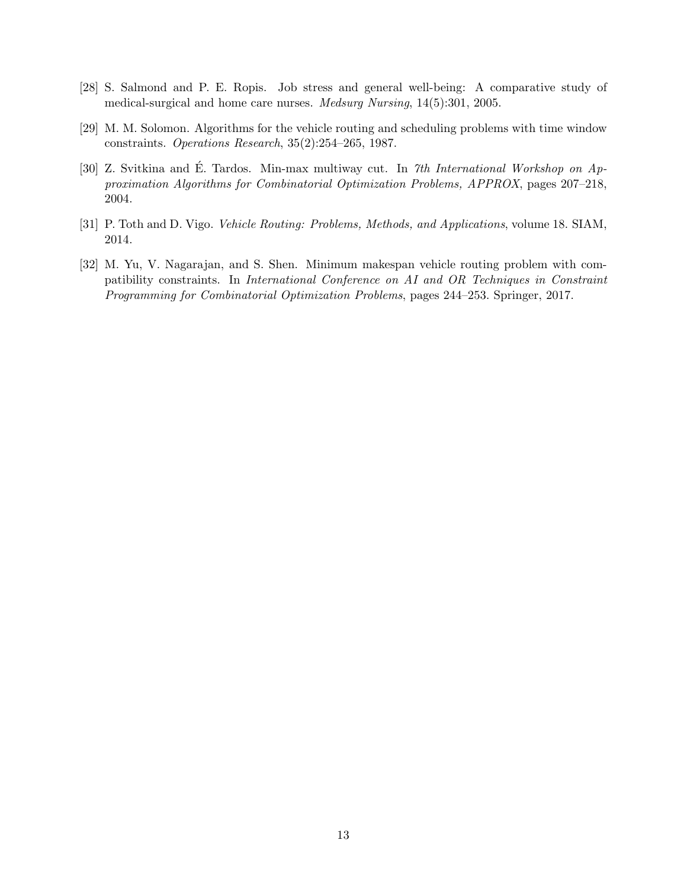[28] S. Salmond and P. E. Ropis. Job stress and general well-being: A comparative study of medical-surgical and home care nurses. *Medsurg Nursing*, 14(5):301, 2005.

[29] M. M. Solomon. Algorithms for the vehicle routing and scheduling problems with time window constraints. *Operations Research*, 35(2):254–265, 1987.

[30] Z. Svitkina and É. Tardos. Min-max multiway cut. In *7th International Workshop on Approximation Algorithms for Combinatorial Optimization Problems, APPROX*, pages 207–218, 2004.

[31] P. Toth and D. Vigo. *Vehicle Routing: Problems, Methods, and Applications*, volume 18. SIAM, 2014.

[32] M. Yu, V. Nagarajan, and S. Shen. Minimum makespan vehicle routing problem with compatibility constraints. In *International Conference on AI and OR Techniques in Constraint Programming for Combinatorial Optimization Problems*, pages 244–253. Springer, 2017.